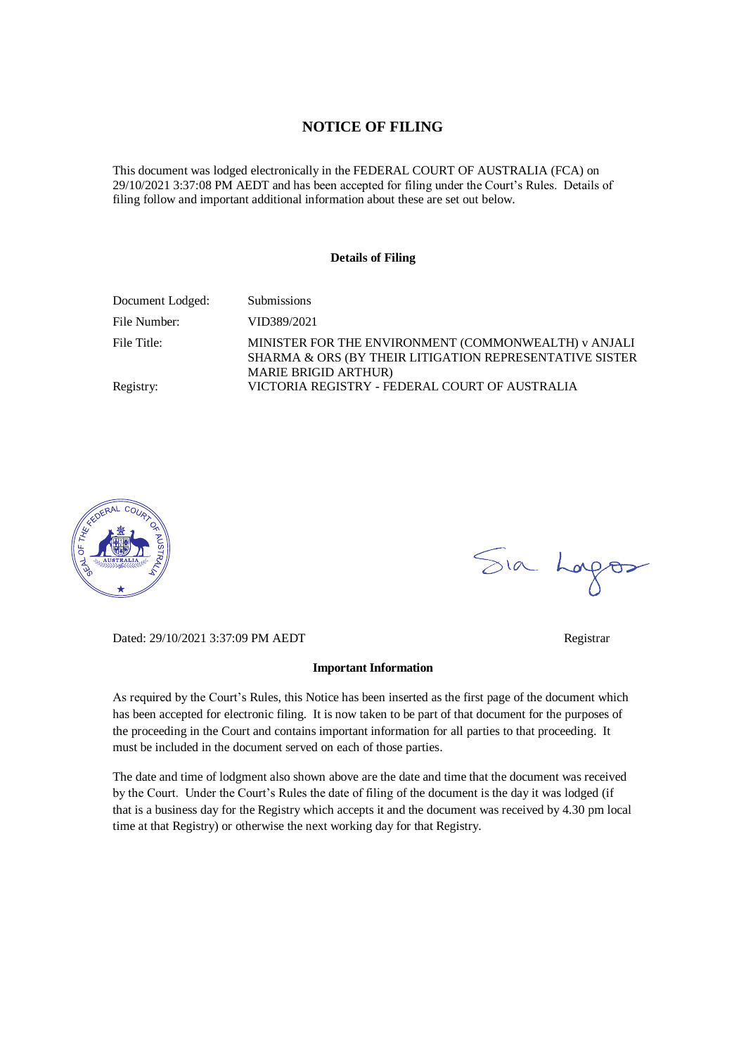# NOTICE OF FILING

This document was lodged electronically in the FEDERAL COURT OF AUSTRALIA (FCA) on 29/10/2021 3:37:08 PM AEDT and has been accepted for filing under the Court's Rules. Details of filing follow and important additional information about these are set out below.

### Details of Filing

| | |
|---|---|
| Document Lodged: | Submissions |
| File Number: | VID389/2021 |
| File Title: | MINISTER FOR THE ENVIRONMENT (COMMONWEALTH) v ANJALI SHARMA & ORS (BY THEIR LITIGATION REPRESENTATIVE SISTER MARIE BRIGID ARTHUR) |
| Registry: | VICTORIA REGISTRY - FEDERAL COURT OF AUSTRALIA |

Dated: 29/10/2021 3:37:09 PM AEDT

Registrar

### Important Information

As required by the Court's Rules, this Notice has been inserted as the first page of the document which has been accepted for electronic filing. It is now taken to be part of that document for the purposes of the proceeding in the Court and contains important information for all parties to that proceeding. It must be included in the document served on each of those parties.

The date and time of lodgment also shown above are the date and time that the document was received by the Court. Under the Court's Rules the date of filing of the document is the day it was lodged (if that is a business day for the Registry which accepts it and the document was received by 4.30 pm local time at that Registry) or otherwise the next working day for that Registry.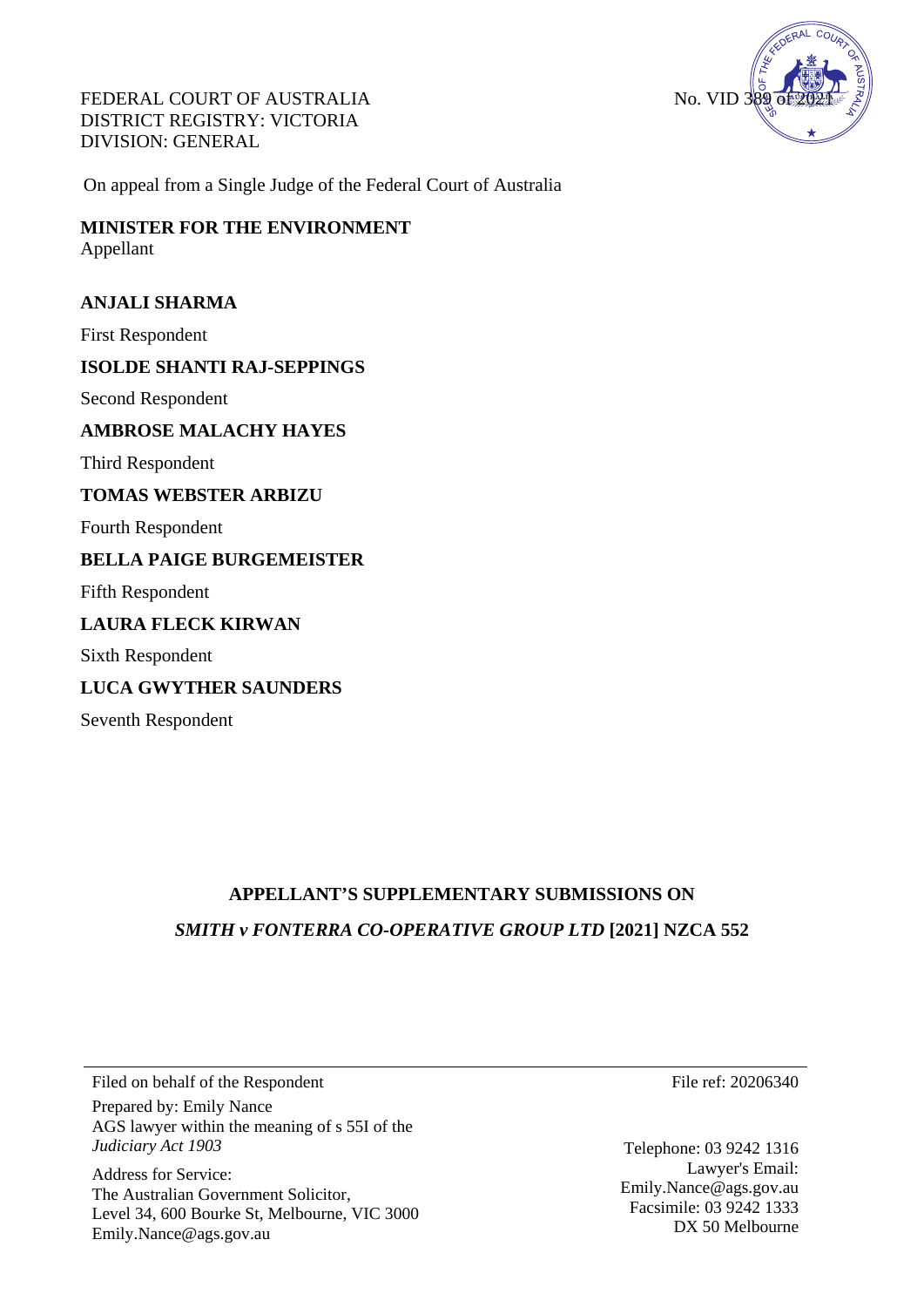FEDERAL COURT OF AUSTRALIA
DISTRICT REGISTRY: VICTORIA
DIVISION: GENERAL

No. VID 389 of 2021

On appeal from a Single Judge of the Federal Court of Australia

**MINISTER FOR THE ENVIRONMENT**
Appellant

**ANJALI SHARMA**

First Respondent

**ISOLDE SHANTI RAJ-SEPPINGS**

Second Respondent

**AMBROSE MALACHY HAYES**

Third Respondent

**TOMAS WEBSTER ARBIZU**

Fourth Respondent

**BELLA PAIGE BURGEMEISTER**

Fifth Respondent

**LAURA FLECK KIRWAN**

Sixth Respondent

**LUCA GWYTHER SAUNDERS**

Seventh Respondent

**APPELLANT'S SUPPLEMENTARY SUBMISSIONS ON**

***SMITH v FONTERRA CO-OPERATIVE GROUP LTD* [2021] NZCA 552**

---

Filed on behalf of the Respondent

Prepared by: Emily Nance
AGS lawyer within the meaning of s 55I of the *Judiciary Act 1903*

Address for Service:
The Australian Government Solicitor,
Level 34, 600 Bourke St, Melbourne, VIC 3000
Emily.Nance@ags.gov.au

File ref: 20206340

Telephone: 03 9242 1316
Lawyer's Email: Emily.Nance@ags.gov.au
Facsimile: 03 9242 1333
DX 50 Melbourne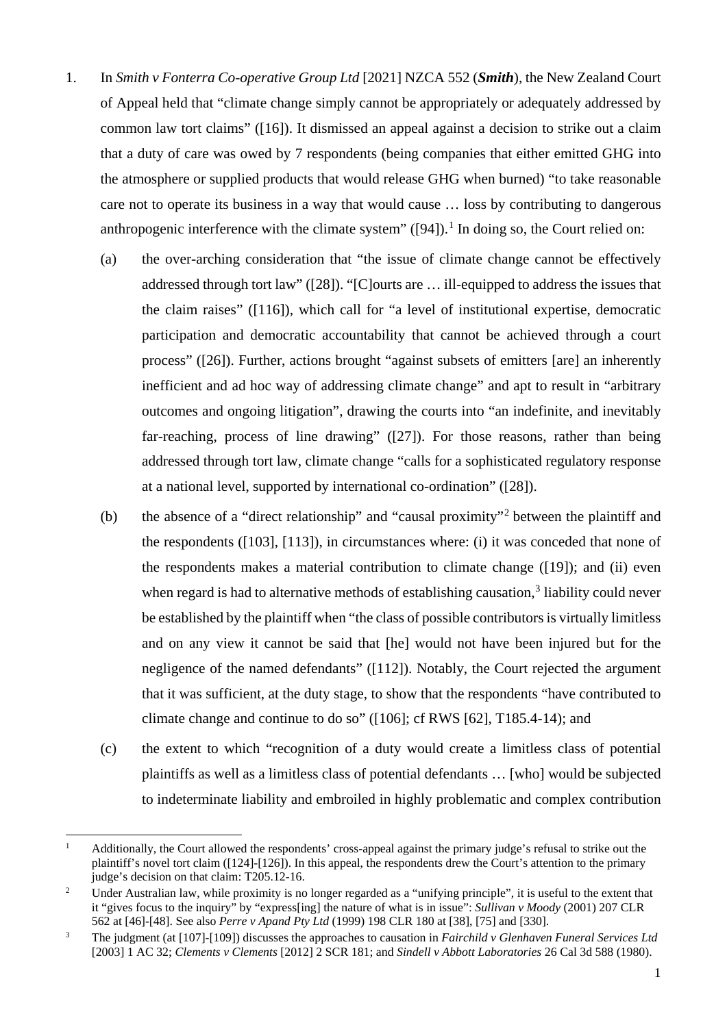1. In *Smith v Fonterra Co-operative Group Ltd* [2021] NZCA 552 (***Smith***), the New Zealand Court of Appeal held that "climate change simply cannot be appropriately or adequately addressed by common law tort claims" ([16]). It dismissed an appeal against a decision to strike out a claim that a duty of care was owed by 7 respondents (being companies that either emitted GHG into the atmosphere or supplied products that would release GHG when burned) "to take reasonable care not to operate its business in a way that would cause … loss by contributing to dangerous anthropogenic interference with the climate system" ([94]).[1] In doing so, the Court relied on:

   (a) the over-arching consideration that "the issue of climate change cannot be effectively addressed through tort law" ([28]). "[C]ourts are … ill-equipped to address the issues that the claim raises" ([116]), which call for "a level of institutional expertise, democratic participation and democratic accountability that cannot be achieved through a court process" ([26]). Further, actions brought "against subsets of emitters [are] an inherently inefficient and ad hoc way of addressing climate change" and apt to result in "arbitrary outcomes and ongoing litigation", drawing the courts into "an indefinite, and inevitably far-reaching, process of line drawing" ([27]). For those reasons, rather than being addressed through tort law, climate change "calls for a sophisticated regulatory response at a national level, supported by international co-ordination" ([28]).

   (b) the absence of a "direct relationship" and "causal proximity"[2] between the plaintiff and the respondents ([103], [113]), in circumstances where: (i) it was conceded that none of the respondents makes a material contribution to climate change ([19]); and (ii) even when regard is had to alternative methods of establishing causation,[3] liability could never be established by the plaintiff when "the class of possible contributors is virtually limitless and on any view it cannot be said that [he] would not have been injured but for the negligence of the named defendants" ([112]). Notably, the Court rejected the argument that it was sufficient, at the duty stage, to show that the respondents "have contributed to climate change and continue to do so" ([106]; cf RWS [62], T185.4-14); and

   (c) the extent to which "recognition of a duty would create a limitless class of potential plaintiffs as well as a limitless class of potential defendants … [who] would be subjected to indeterminate liability and embroiled in highly problematic and complex contribution

---

[1] Additionally, the Court allowed the respondents' cross-appeal against the primary judge's refusal to strike out the plaintiff's novel tort claim ([124]-[126]). In this appeal, the respondents drew the Court's attention to the primary judge's decision on that claim: T205.12-16.

[2] Under Australian law, while proximity is no longer regarded as a "unifying principle", it is useful to the extent that it "gives focus to the inquiry" by "express[ing] the nature of what is in issue": *Sullivan v Moody* (2001) 207 CLR 562 at [46]-[48]. See also *Perre v Apand Pty Ltd* (1999) 198 CLR 180 at [38], [75] and [330].

[3] The judgment (at [107]-[109]) discusses the approaches to causation in *Fairchild v Glenhaven Funeral Services Ltd* [2003] 1 AC 32; *Clements v Clements* [2012] 2 SCR 181; and *Sindell v Abbott Laboratories* 26 Cal 3d 588 (1980).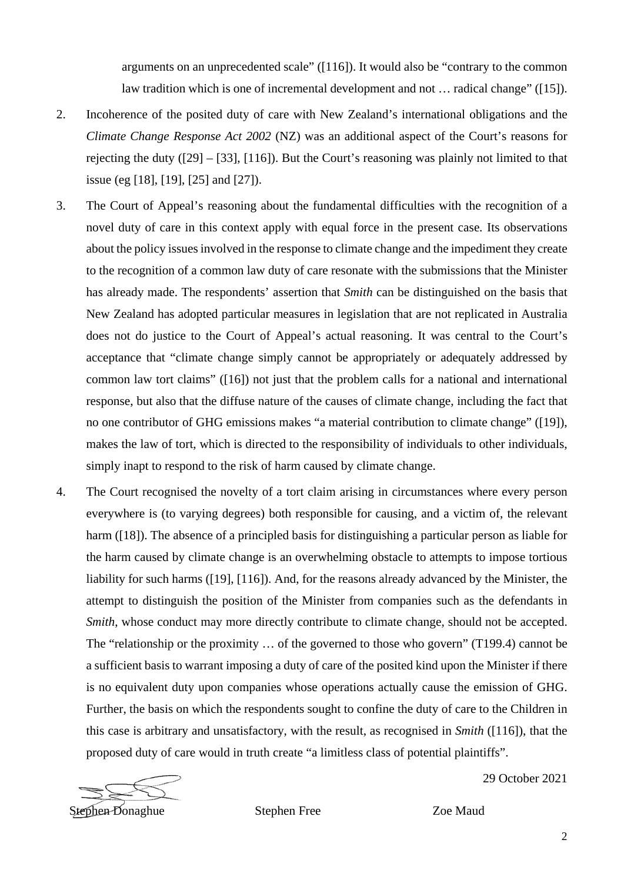arguments on an unprecedented scale" ([116]). It would also be "contrary to the common law tradition which is one of incremental development and not … radical change" ([15]).

2. Incoherence of the posited duty of care with New Zealand's international obligations and the *Climate Change Response Act 2002* (NZ) was an additional aspect of the Court's reasons for rejecting the duty ([29] – [33], [116]). But the Court's reasoning was plainly not limited to that issue (eg [18], [19], [25] and [27]).

3. The Court of Appeal's reasoning about the fundamental difficulties with the recognition of a novel duty of care in this context apply with equal force in the present case. Its observations about the policy issues involved in the response to climate change and the impediment they create to the recognition of a common law duty of care resonate with the submissions that the Minister has already made. The respondents' assertion that *Smith* can be distinguished on the basis that New Zealand has adopted particular measures in legislation that are not replicated in Australia does not do justice to the Court of Appeal's actual reasoning. It was central to the Court's acceptance that "climate change simply cannot be appropriately or adequately addressed by common law tort claims" ([16]) not just that the problem calls for a national and international response, but also that the diffuse nature of the causes of climate change, including the fact that no one contributor of GHG emissions makes "a material contribution to climate change" ([19]), makes the law of tort, which is directed to the responsibility of individuals to other individuals, simply inapt to respond to the risk of harm caused by climate change.

4. The Court recognised the novelty of a tort claim arising in circumstances where every person everywhere is (to varying degrees) both responsible for causing, and a victim of, the relevant harm ([18]). The absence of a principled basis for distinguishing a particular person as liable for the harm caused by climate change is an overwhelming obstacle to attempts to impose tortious liability for such harms ([19], [116]). And, for the reasons already advanced by the Minister, the attempt to distinguish the position of the Minister from companies such as the defendants in *Smith*, whose conduct may more directly contribute to climate change, should not be accepted. The "relationship or the proximity … of the governed to those who govern" (T199.4) cannot be a sufficient basis to warrant imposing a duty of care of the posited kind upon the Minister if there is no equivalent duty upon companies whose operations actually cause the emission of GHG. Further, the basis on which the respondents sought to confine the duty of care to the Children in this case is arbitrary and unsatisfactory, with the result, as recognised in *Smith* ([116]), that the proposed duty of care would in truth create "a limitless class of potential plaintiffs".

29 October 2021

Stephen Donaghue　　　　Stephen Free　　　　Zoe Maud